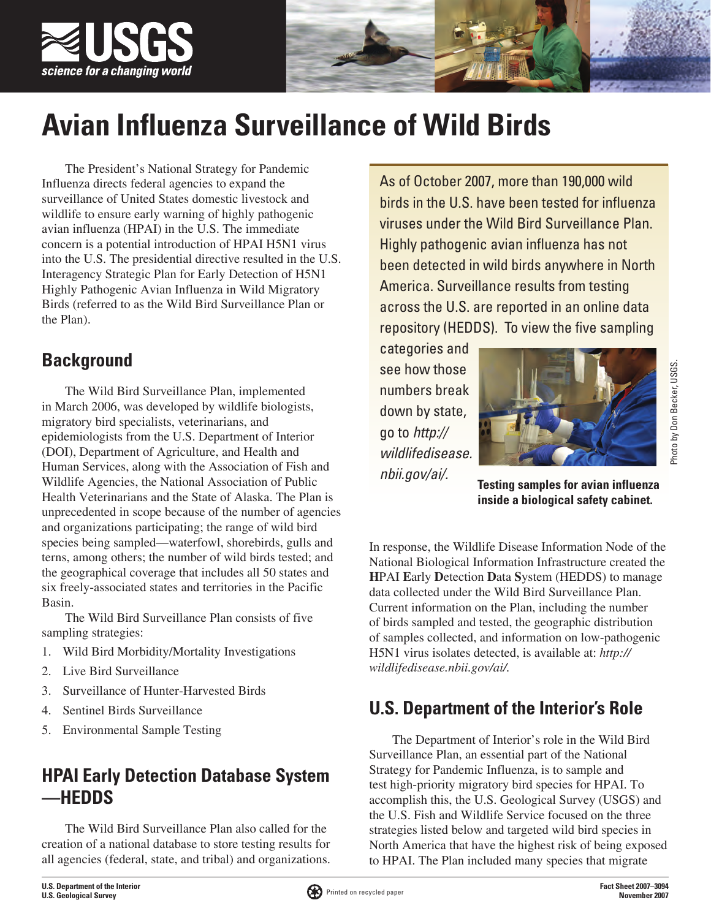# Avian Influenza Surveillance of Wild Birds

The President's National Strategy for Pandemic Influenza directs federal agencies to expand the surveillance of United States domestic livestock and wildlife to ensure early warning of highly pathogenic avian influenza (HPAI) in the U.S. The immediate concern is a potential introduction of HPAI H5N1 virus into the U.S. The presidential directive resulted in the U.S. Interagency Strategic Plan for Early Detection of H5N1 Highly Pathogenic Avian Influenza in Wild Migratory Birds (referred to as the Wild Bird Surveillance Plan or the Plan).

As of October 2007, more than 190,000 wild birds in the U.S. have been tested for influenza viruses under the Wild Bird Surveillance Plan. Highly pathogenic avian influenza has not been detected in wild birds anywhere in North America. Surveillance results from testing across the U.S. are reported in an online data repository (HEDDS). To view the five sampling categories and see how those numbers break down by state, go to *http://wildlifedisease.nbii.gov/ai/*.

**Testing samples for avian influenza inside a biological safety cabinet.**

Photo by Don Becker, USGS.

## Background

The Wild Bird Surveillance Plan, implemented in March 2006, was developed by wildlife biologists, migratory bird specialists, veterinarians, and epidemiologists from the U.S. Department of Interior (DOI), Department of Agriculture, and Health and Human Services, along with the Association of Fish and Wildlife Agencies, the National Association of Public Health Veterinarians and the State of Alaska. The Plan is unprecedented in scope because of the number of agencies and organizations participating; the range of wild bird species being sampled—waterfowl, shorebirds, gulls and terns, among others; the number of wild birds tested; and the geographical coverage that includes all 50 states and six freely-associated states and territories in the Pacific Basin.

The Wild Bird Surveillance Plan consists of five sampling strategies:

1. Wild Bird Morbidity/Mortality Investigations
2. Live Bird Surveillance
3. Surveillance of Hunter-Harvested Birds
4. Sentinel Birds Surveillance
5. Environmental Sample Testing

## HPAI Early Detection Database System—HEDDS

The Wild Bird Surveillance Plan also called for the creation of a national database to store testing results for all agencies (federal, state, and tribal) and organizations. In response, the Wildlife Disease Information Node of the National Biological Information Infrastructure created the **H**PAI **E**arly **D**etection **D**ata **S**ystem (HEDDS) to manage data collected under the Wild Bird Surveillance Plan. Current information on the Plan, including the number of birds sampled and tested, the geographic distribution of samples collected, and information on low-pathogenic H5N1 virus isolates detected, is available at: *http://wildlifedisease.nbii.gov/ai/.*

## U.S. Department of the Interior's Role

The Department of Interior's role in the Wild Bird Surveillance Plan, an essential part of the National Strategy for Pandemic Influenza, is to sample and test high-priority migratory bird species for HPAI. To accomplish this, the U.S. Geological Survey (USGS) and the U.S. Fish and Wildlife Service focused on the three strategies listed below and targeted wild bird species in North America that have the highest risk of being exposed to HPAI. The Plan included many species that migrate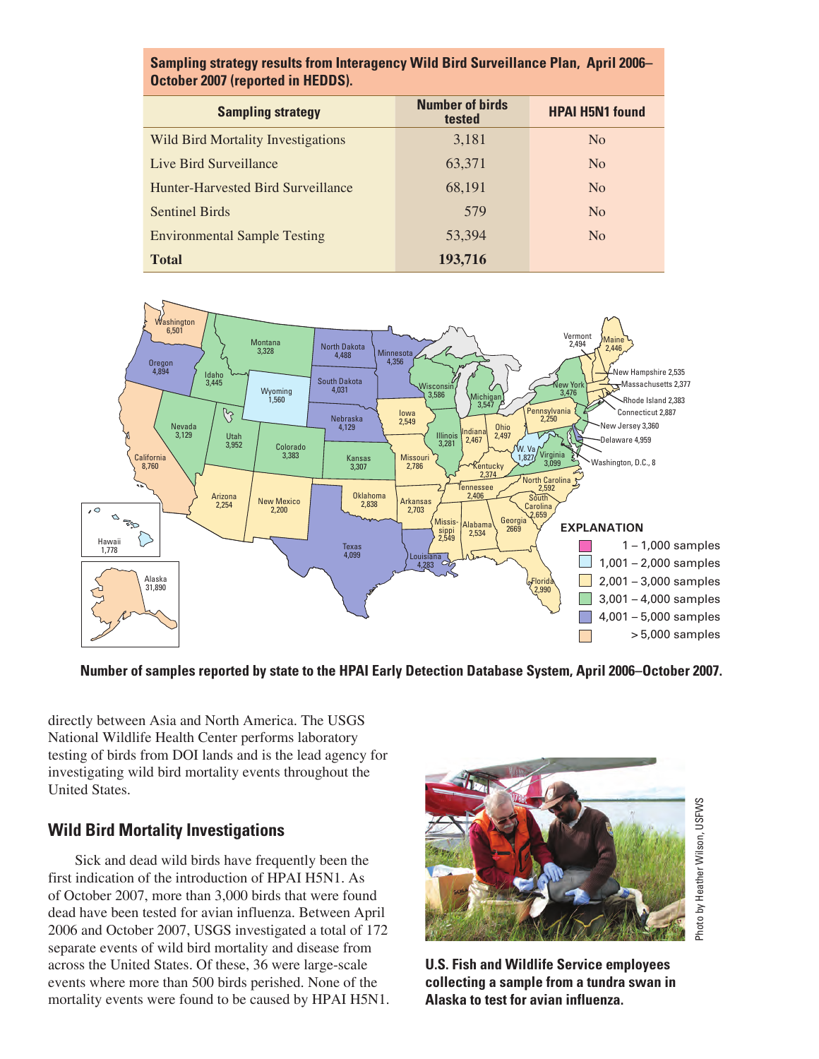**Sampling strategy results from Interagency Wild Bird Surveillance Plan, April 2006–October 2007 (reported in HEDDS).**

| Sampling strategy | Number of birds tested | HPAI H5N1 found |
|---|---|---|
| Wild Bird Mortality Investigations | 3,181 | No |
| Live Bird Surveillance | 63,371 | No |
| Hunter-Harvested Bird Surveillance | 68,191 | No |
| Sentinel Birds | 579 | No |
| Environmental Sample Testing | 53,394 | No |
| **Total** | **193,716** | |

**Number of samples reported by state to the HPAI Early Detection Database System, April 2006–October 2007.**

directly between Asia and North America. The USGS National Wildlife Health Center performs laboratory testing of birds from DOI lands and is the lead agency for investigating wild bird mortality events throughout the United States.

## Wild Bird Mortality Investigations

Sick and dead wild birds have frequently been the first indication of the introduction of HPAI H5N1. As of October 2007, more than 3,000 birds that were found dead have been tested for avian influenza. Between April 2006 and October 2007, USGS investigated a total of 172 separate events of wild bird mortality and disease from across the United States. Of these, 36 were large-scale events where more than 500 birds perished. None of the mortality events were found to be caused by HPAI H5N1.

**U.S. Fish and Wildlife Service employees collecting a sample from a tundra swan in Alaska to test for avian influenza.**

Photo by Heather Wilson, USFWS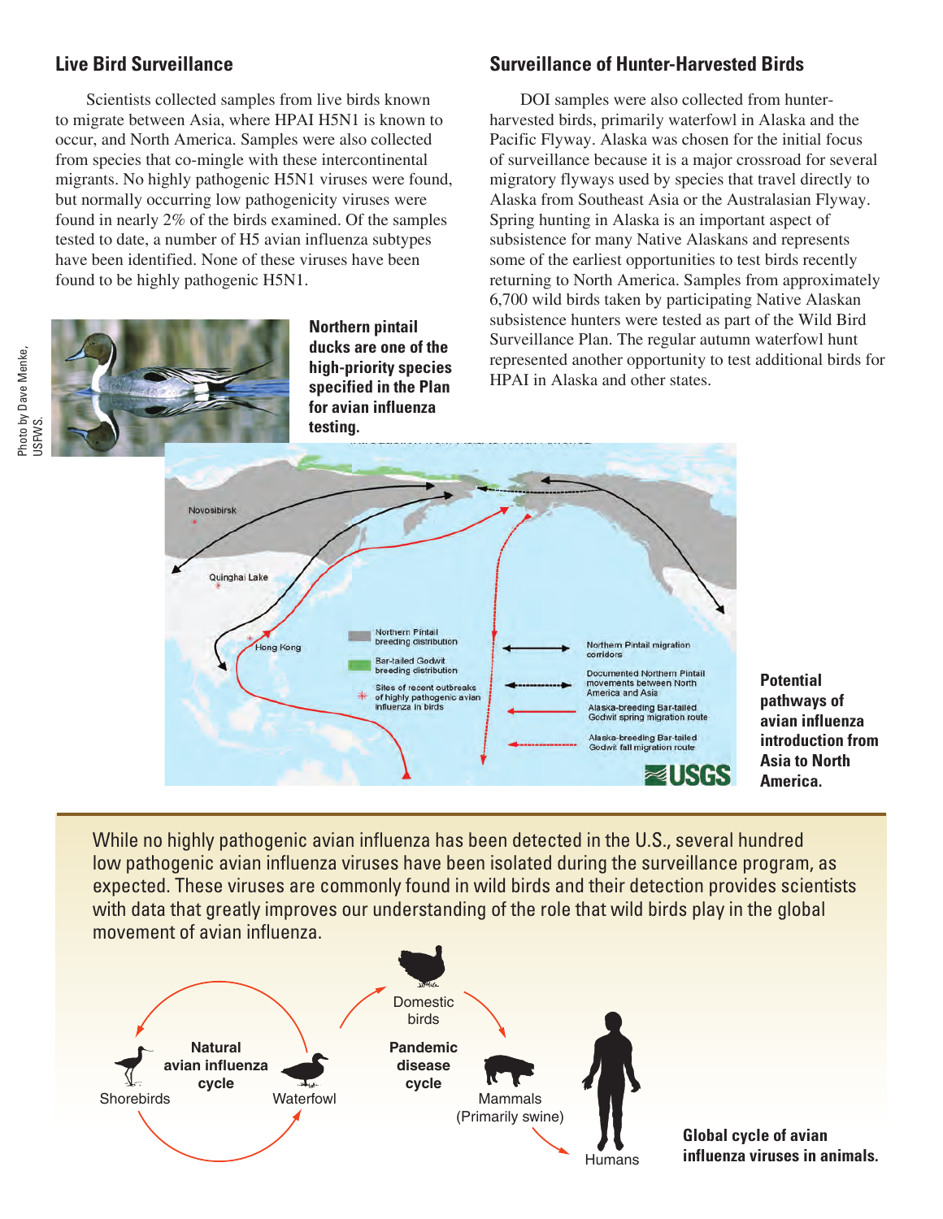## Live Bird Surveillance

Scientists collected samples from live birds known to migrate between Asia, where HPAI H5N1 is known to occur, and North America. Samples were also collected from species that co-mingle with these intercontinental migrants. No highly pathogenic H5N1 viruses were found, but normally occurring low pathogenicity viruses were found in nearly 2% of the birds examined. Of the samples tested to date, a number of H5 avian influenza subtypes have been identified. None of these viruses have been found to be highly pathogenic H5N1.

Photo by Dave Menke, USFWS.

**Northern pintail ducks are one of the high-priority species specified in the Plan for avian influenza testing.**

## Surveillance of Hunter-Harvested Birds

DOI samples were also collected from hunter-harvested birds, primarily waterfowl in Alaska and the Pacific Flyway. Alaska was chosen for the initial focus of surveillance because it is a major crossroad for several migratory flyways used by species that travel directly to Alaska from Southeast Asia or the Australasian Flyway. Spring hunting in Alaska is an important aspect of subsistence for many Native Alaskans and represents some of the earliest opportunities to test birds recently returning to North America. Samples from approximately 6,700 wild birds taken by participating Native Alaskan subsistence hunters were tested as part of the Wild Bird Surveillance Plan. The regular autumn waterfowl hunt represented another opportunity to test additional birds for HPAI in Alaska and other states.

**Potential pathways of avian influenza introduction from Asia to North America.**

While no highly pathogenic avian influenza has been detected in the U.S., several hundred low pathogenic avian influenza viruses have been isolated during the surveillance program, as expected. These viruses are commonly found in wild birds and their detection provides scientists with data that greatly improves our understanding of the role that wild birds play in the global movement of avian influenza.

**Global cycle of avian influenza viruses in animals.**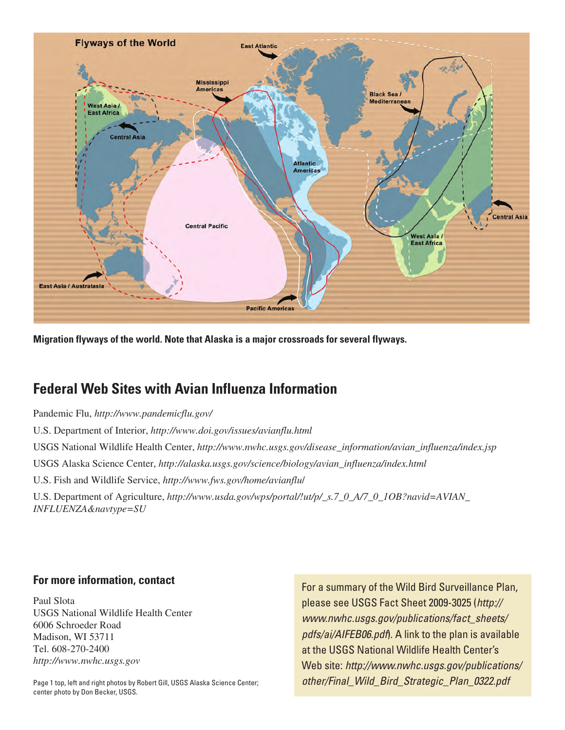Flyways of the World

East Atlantic

Mississippi Americas

Black Sea / Mediterranean

West Asia / East Africa

Central Asia

Atlantic Americas

Central Pacific

Central Asia

West Asia / East Africa

East Asia / Australasia

Pacific Americas

**Migration flyways of the world. Note that Alaska is a major crossroads for several flyways.**

## Federal Web Sites with Avian Influenza Information

Pandemic Flu, *http://www.pandemicflu.gov/*

U.S. Department of Interior, *http://www.doi.gov/issues/avianflu.html*

USGS National Wildlife Health Center, *http://www.nwhc.usgs.gov/disease_information/avian_influenza/index.jsp*

USGS Alaska Science Center, *http://alaska.usgs.gov/science/biology/avian_influenza/index.html*

U.S. Fish and Wildlife Service, *http://www.fws.gov/home/avianflu/*

U.S. Department of Agriculture, *http://www.usda.gov/wps/portal/!ut/p/_s.7_0_A/7_0_1OB?navid=AVIAN_INFLUENZA&navtype=SU*

### For more information, contact

Paul Slota
USGS National Wildlife Health Center
6006 Schroeder Road
Madison, WI 53711
Tel. 608-270-2400
*http://www.nwhc.usgs.gov*

Page 1 top, left and right photos by Robert Gill, USGS Alaska Science Center; center photo by Don Becker, USGS.

For a summary of the Wild Bird Surveillance Plan, please see USGS Fact Sheet 2009-3025 (*http://www.nwhc.usgs.gov/publications/fact_sheets/pdfs/ai/AIFEB06.pdf*). A link to the plan is available at the USGS National Wildlife Health Center's Web site: *http://www.nwhc.usgs.gov/publications/other/Final_Wild_Bird_Strategic_Plan_0322.pdf*